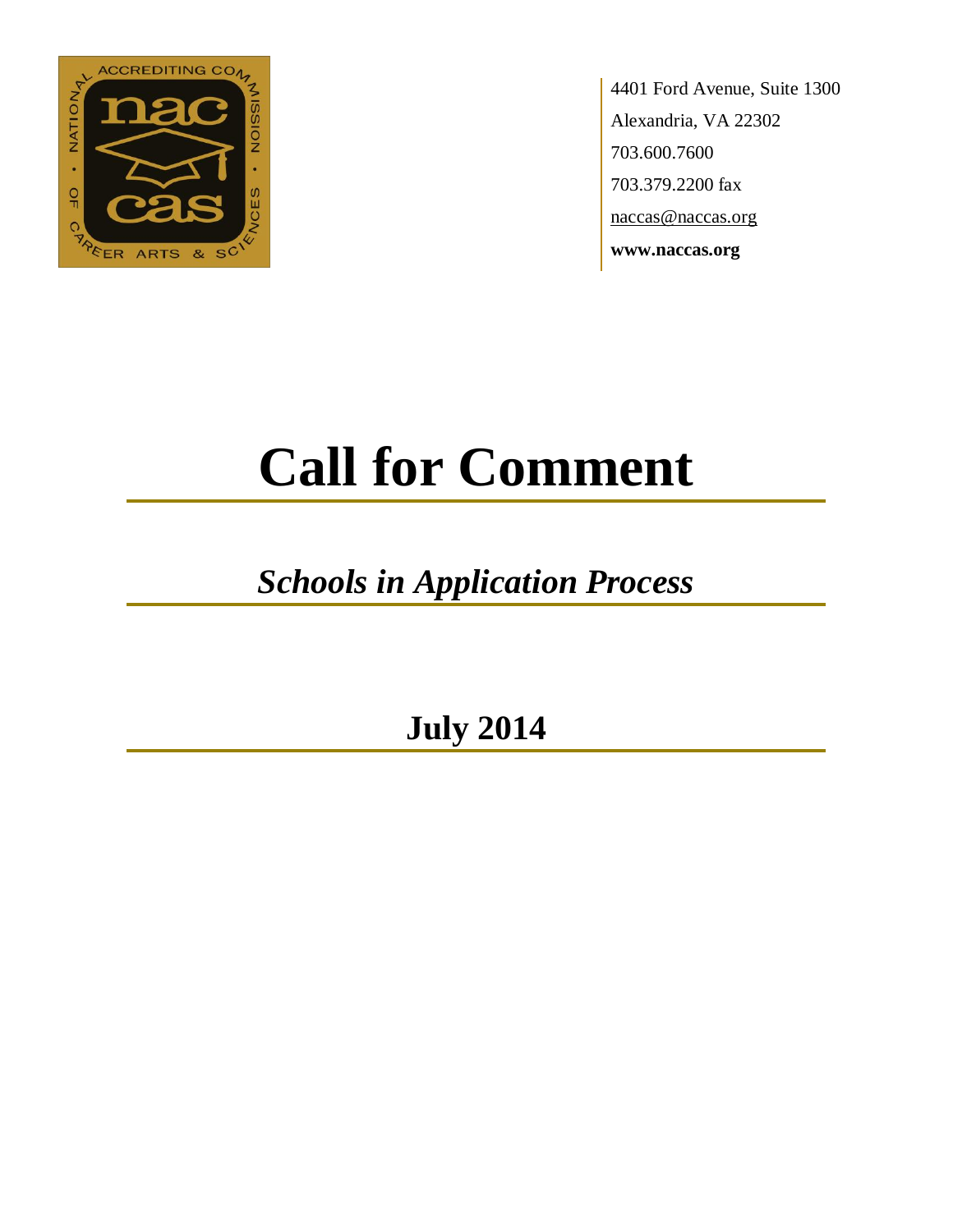4401 Ford Avenue, Suite 1300
Alexandria, VA 22302
703.600.7600
703.379.2200 fax
naccas@naccas.org
**www.naccas.org**

# Call for Comment

## *Schools in Application Process*

## July 2014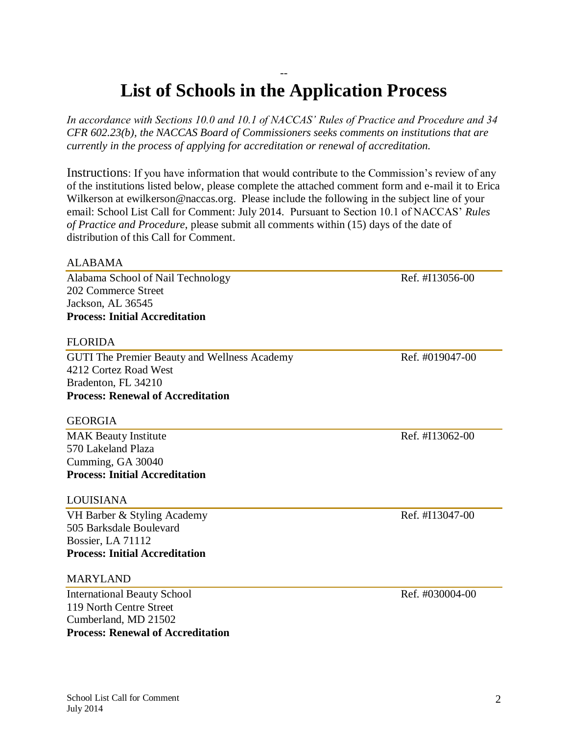# List of Schools in the Application Process

*In accordance with Sections 10.0 and 10.1 of NACCAS' Rules of Practice and Procedure and 34 CFR 602.23(b), the NACCAS Board of Commissioners seeks comments on institutions that are currently in the process of applying for accreditation or renewal of accreditation.*

Instructions: If you have information that would contribute to the Commission's review of any of the institutions listed below, please complete the attached comment form and e-mail it to Erica Wilkerson at ewilkerson@naccas.org. Please include the following in the subject line of your email: School List Call for Comment: July 2014. Pursuant to Section 10.1 of NACCAS' *Rules of Practice and Procedure*, please submit all comments within (15) days of the date of distribution of this Call for Comment.

## ALABAMA

Alabama School of Nail Technology — Ref. #I13056-00
202 Commerce Street
Jackson, AL 36545
**Process: Initial Accreditation**

## FLORIDA

GUTI The Premier Beauty and Wellness Academy — Ref. #019047-00
4212 Cortez Road West
Bradenton, FL 34210
**Process: Renewal of Accreditation**

## GEORGIA

MAK Beauty Institute — Ref. #I13062-00
570 Lakeland Plaza
Cumming, GA 30040
**Process: Initial Accreditation**

## LOUISIANA

VH Barber & Styling Academy — Ref. #I13047-00
505 Barksdale Boulevard
Bossier, LA 71112
**Process: Initial Accreditation**

## MARYLAND

International Beauty School — Ref. #030004-00
119 North Centre Street
Cumberland, MD 21502
**Process: Renewal of Accreditation**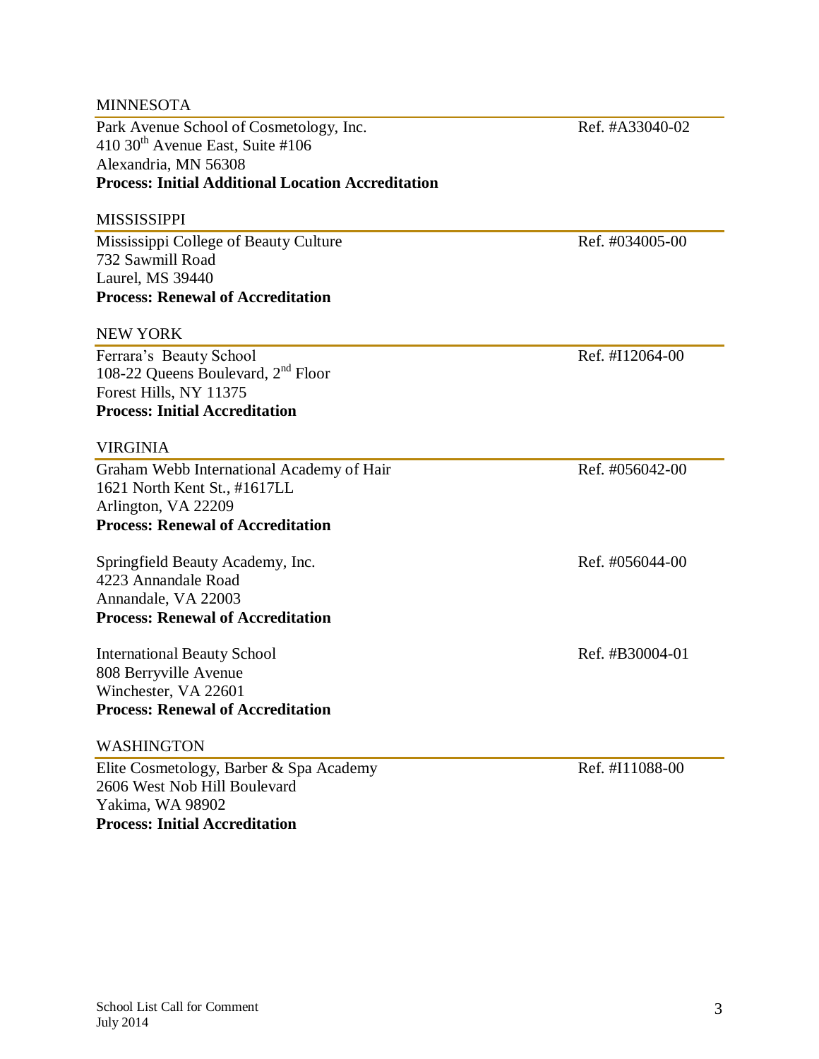## MINNESOTA

Park Avenue School of Cosmetology, Inc. — Ref. #A33040-02
410 30th Avenue East, Suite #106
Alexandria, MN 56308
**Process: Initial Additional Location Accreditation**

## MISSISSIPPI

Mississippi College of Beauty Culture — Ref. #034005-00
732 Sawmill Road
Laurel, MS 39440
**Process: Renewal of Accreditation**

## NEW YORK

Ferrara's Beauty School — Ref. #I12064-00
108-22 Queens Boulevard, 2nd Floor
Forest Hills, NY 11375
**Process: Initial Accreditation**

## VIRGINIA

Graham Webb International Academy of Hair — Ref. #056042-00
1621 North Kent St., #1617LL
Arlington, VA 22209
**Process: Renewal of Accreditation**

Springfield Beauty Academy, Inc. — Ref. #056044-00
4223 Annandale Road
Annandale, VA 22003
**Process: Renewal of Accreditation**

International Beauty School — Ref. #B30004-01
808 Berryville Avenue
Winchester, VA 22601
**Process: Renewal of Accreditation**

## WASHINGTON

Elite Cosmetology, Barber & Spa Academy — Ref. #I11088-00
2606 West Nob Hill Boulevard
Yakima, WA 98902
**Process: Initial Accreditation**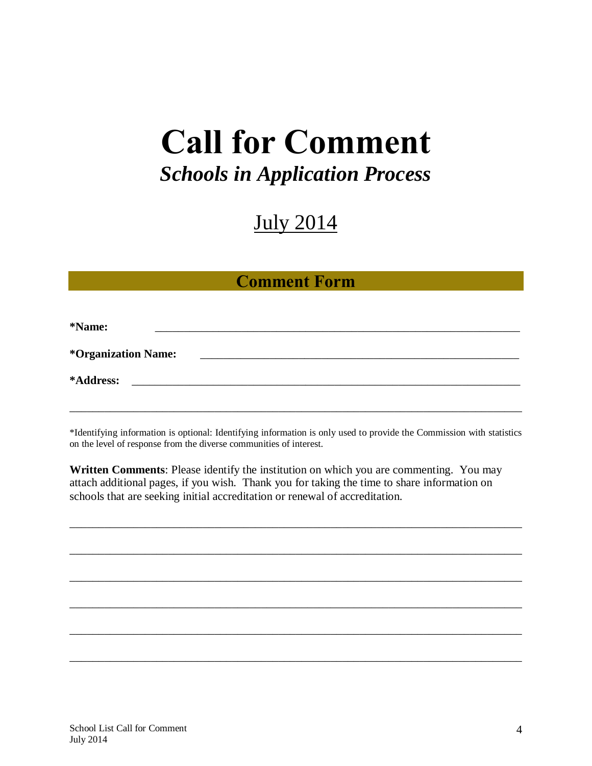# Call for Comment

## *Schools in Application Process*

July 2014

## Comment Form

**\*Name:** ____________________________________________________________

**\*Organization Name:** ____________________________________________________

**\*Address:** ________________________________________________________________

_____________________________________________________________________________

*Identifying information is optional: Identifying information is only used to provide the Commission with statistics on the level of response from the diverse communities of interest.

**Written Comments**: Please identify the institution on which you are commenting. You may attach additional pages, if you wish. Thank you for taking the time to share information on schools that are seeking initial accreditation or renewal of accreditation.

_____________________________________________________________________________

_____________________________________________________________________________

_____________________________________________________________________________

_____________________________________________________________________________

_____________________________________________________________________________

_____________________________________________________________________________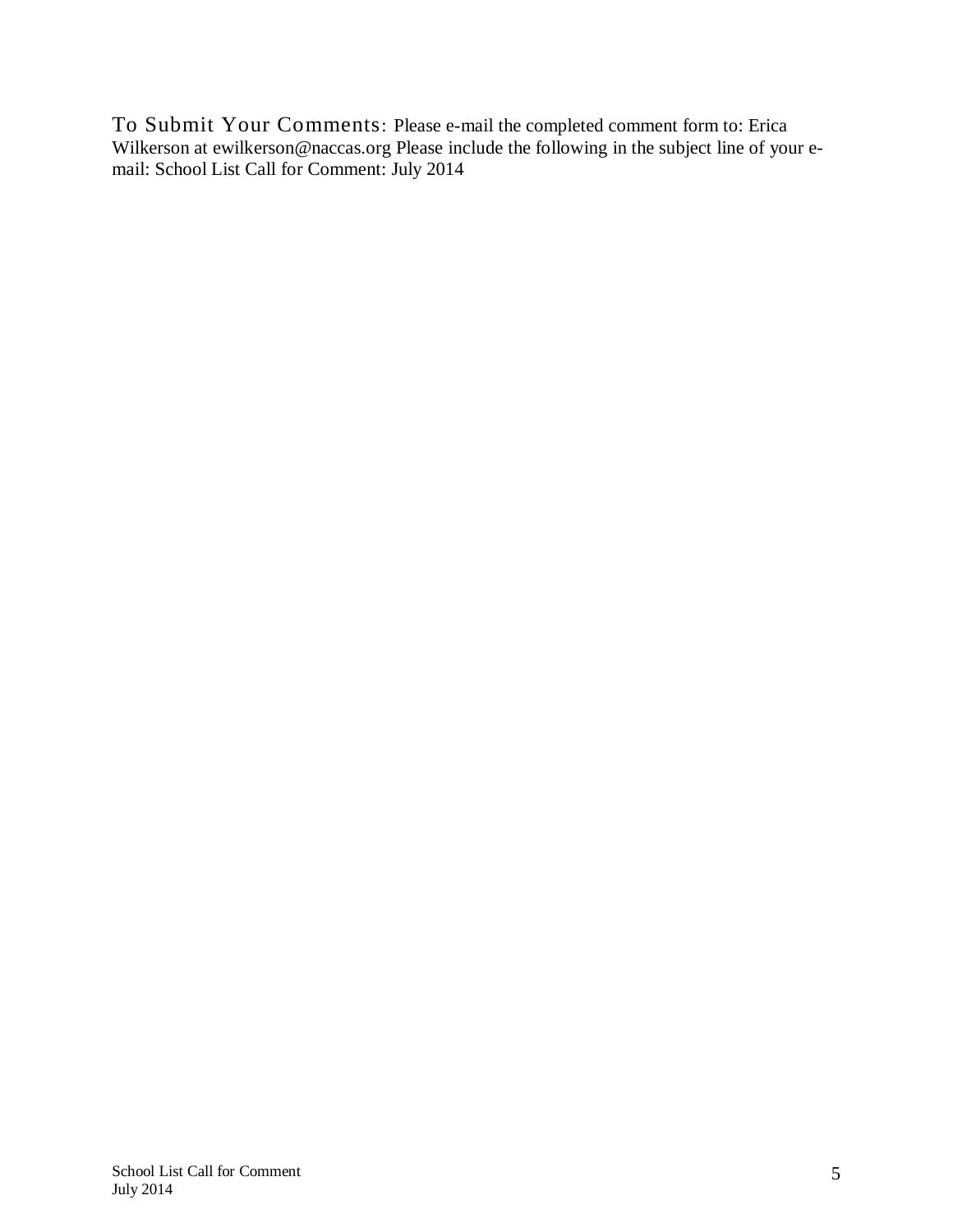**To Submit Your Comments:** Please e-mail the completed comment form to: Erica Wilkerson at ewilkerson@naccas.org Please include the following in the subject line of your e-mail: School List Call for Comment: July 2014